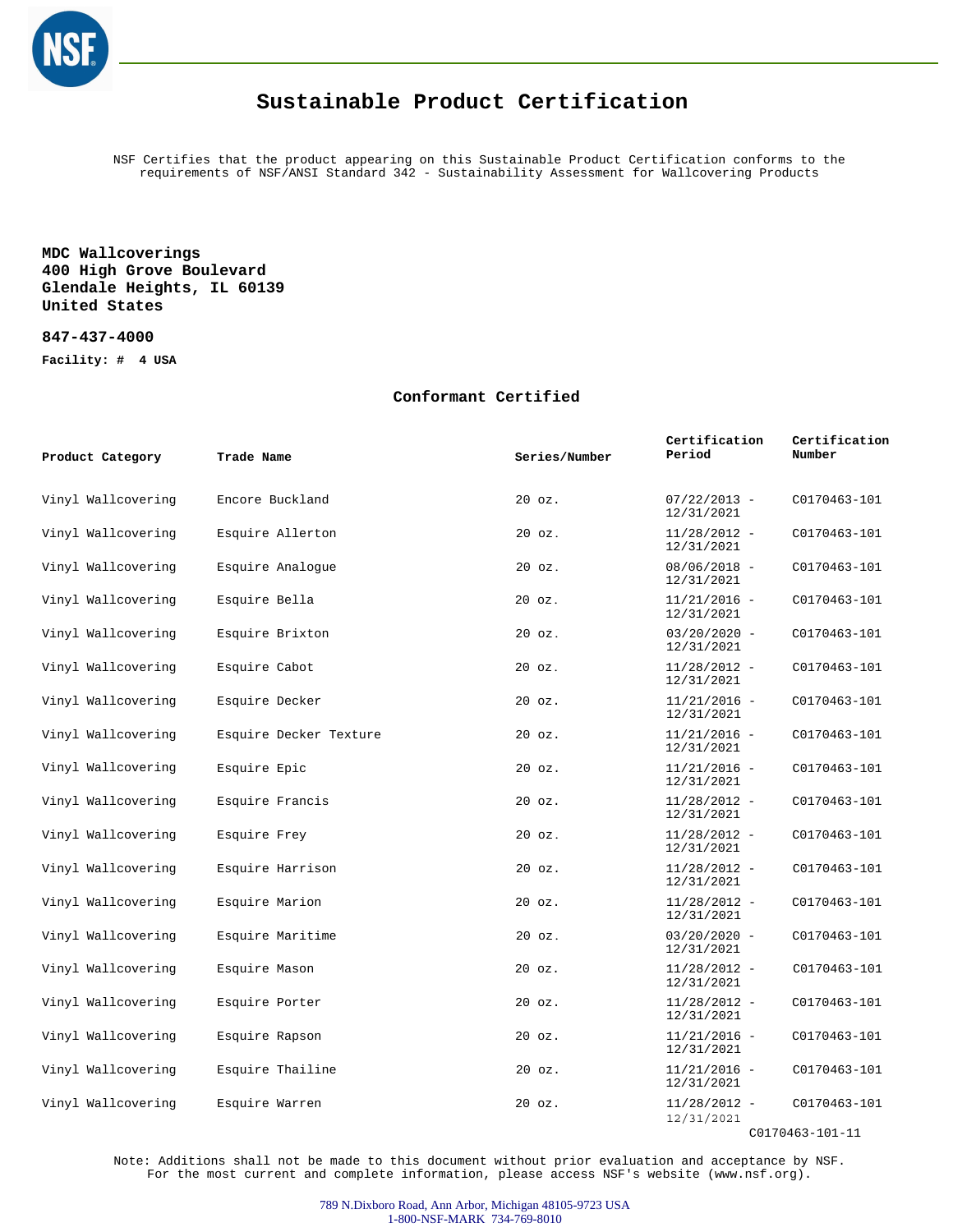# Sustainable Product Certification

NSF Certifies that the product appearing on this Sustainable Product Certification conforms to the requirements of NSF/ANSI Standard 342 - Sustainability Assessment for Wallcovering Products

**MDC Wallcoverings**
**400 High Grove Boulevard**
**Glendale Heights, IL 60139**
**United States**

**847-437-4000**

**Facility: # 4 USA**

## Conformant Certified

| Product Category | Trade Name | Series/Number | Certification Period | Certification Number |
|---|---|---|---|---|
| Vinyl Wallcovering | Encore Buckland | 20 oz. | 07/22/2013 - 12/31/2021 | C0170463-101 |
| Vinyl Wallcovering | Esquire Allerton | 20 oz. | 11/28/2012 - 12/31/2021 | C0170463-101 |
| Vinyl Wallcovering | Esquire Analogue | 20 oz. | 08/06/2018 - 12/31/2021 | C0170463-101 |
| Vinyl Wallcovering | Esquire Bella | 20 oz. | 11/21/2016 - 12/31/2021 | C0170463-101 |
| Vinyl Wallcovering | Esquire Brixton | 20 oz. | 03/20/2020 - 12/31/2021 | C0170463-101 |
| Vinyl Wallcovering | Esquire Cabot | 20 oz. | 11/28/2012 - 12/31/2021 | C0170463-101 |
| Vinyl Wallcovering | Esquire Decker | 20 oz. | 11/21/2016 - 12/31/2021 | C0170463-101 |
| Vinyl Wallcovering | Esquire Decker Texture | 20 oz. | 11/21/2016 - 12/31/2021 | C0170463-101 |
| Vinyl Wallcovering | Esquire Epic | 20 oz. | 11/21/2016 - 12/31/2021 | C0170463-101 |
| Vinyl Wallcovering | Esquire Francis | 20 oz. | 11/28/2012 - 12/31/2021 | C0170463-101 |
| Vinyl Wallcovering | Esquire Frey | 20 oz. | 11/28/2012 - 12/31/2021 | C0170463-101 |
| Vinyl Wallcovering | Esquire Harrison | 20 oz. | 11/28/2012 - 12/31/2021 | C0170463-101 |
| Vinyl Wallcovering | Esquire Marion | 20 oz. | 11/28/2012 - 12/31/2021 | C0170463-101 |
| Vinyl Wallcovering | Esquire Maritime | 20 oz. | 03/20/2020 - 12/31/2021 | C0170463-101 |
| Vinyl Wallcovering | Esquire Mason | 20 oz. | 11/28/2012 - 12/31/2021 | C0170463-101 |
| Vinyl Wallcovering | Esquire Porter | 20 oz. | 11/28/2012 - 12/31/2021 | C0170463-101 |
| Vinyl Wallcovering | Esquire Rapson | 20 oz. | 11/21/2016 - 12/31/2021 | C0170463-101 |
| Vinyl Wallcovering | Esquire Thailine | 20 oz. | 11/21/2016 - 12/31/2021 | C0170463-101 |
| Vinyl Wallcovering | Esquire Warren | 20 oz. | 11/28/2012 - 12/31/2021 | C0170463-101 |

C0170463-101-11

Note: Additions shall not be made to this document without prior evaluation and acceptance by NSF. For the most current and complete information, please access NSF's website (www.nsf.org).

789 N.Dixboro Road, Ann Arbor, Michigan 48105-9723 USA
1-800-NSF-MARK 734-769-8010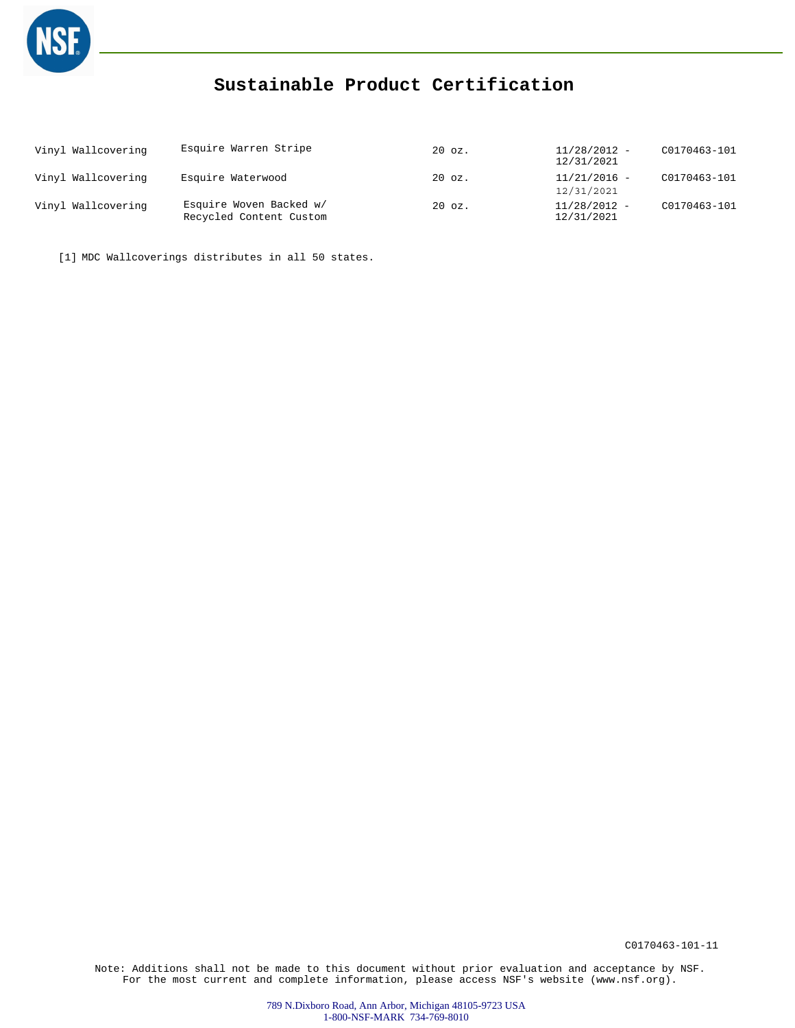# Sustainable Product Certification

| | | | | |
|---|---|---|---|---|
| Vinyl Wallcovering | Esquire Warren Stripe | 20 oz. | 11/28/2012 - 12/31/2021 | C0170463-101 |
| Vinyl Wallcovering | Esquire Waterwood | 20 oz. | 11/21/2016 - 12/31/2021 | C0170463-101 |
| Vinyl Wallcovering | Esquire Woven Backed w/ Recycled Content Custom | 20 oz. | 11/28/2012 - 12/31/2021 | C0170463-101 |

[1] MDC Wallcoverings distributes in all 50 states.

C0170463-101-11

Note: Additions shall not be made to this document without prior evaluation and acceptance by NSF.
For the most current and complete information, please access NSF's website (www.nsf.org).

789 N.Dixboro Road, Ann Arbor, Michigan 48105-9723 USA
1-800-NSF-MARK 734-769-8010